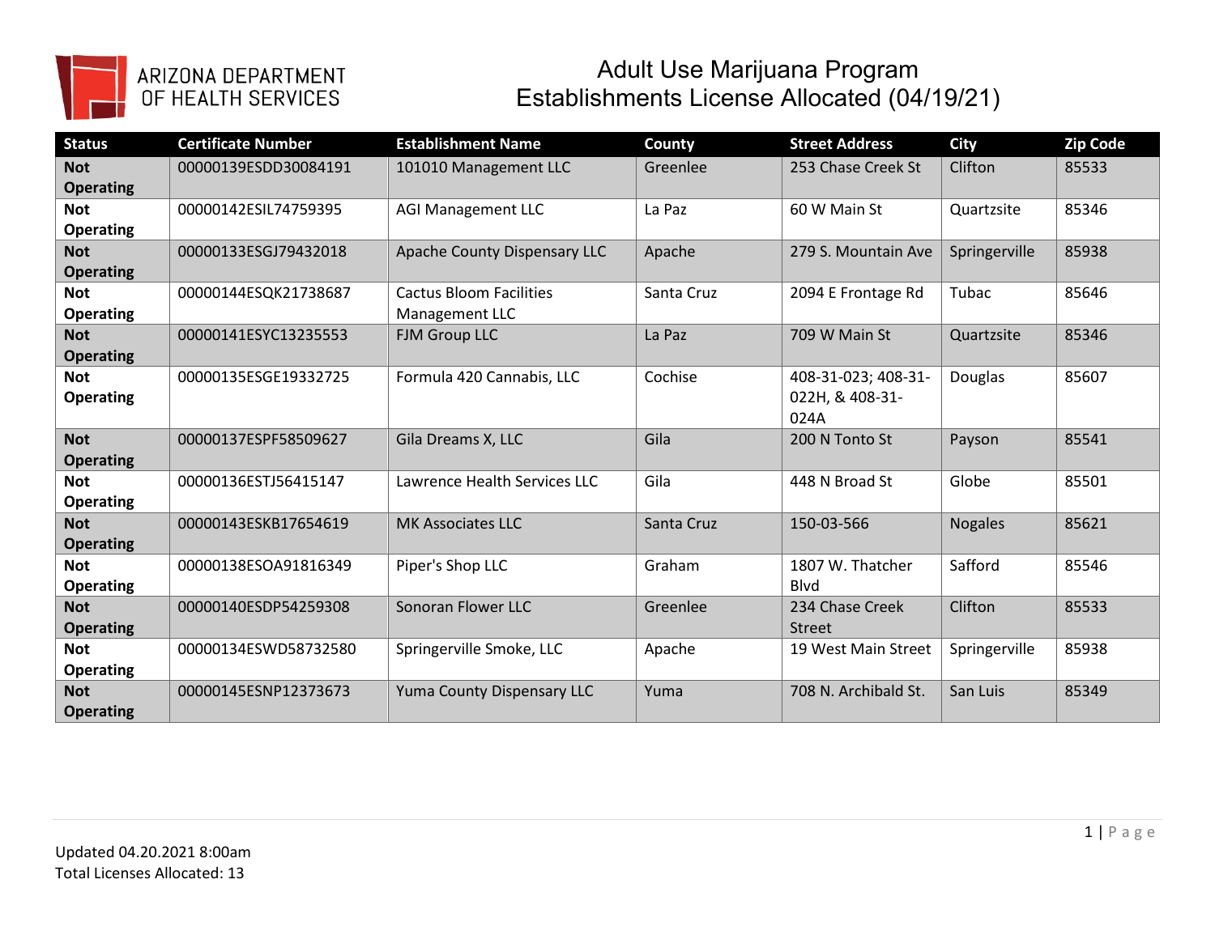ARIZONA DEPARTMENT OF HEALTH SERVICES

# Adult Use Marijuana Program
# Establishments License Allocated (04/19/21)

| Status | Certificate Number | Establishment Name | County | Street Address | City | Zip Code |
|---|---|---|---|---|---|---|
| **Not Operating** | 00000139ESDD30084191 | 101010 Management LLC | Greenlee | 253 Chase Creek St | Clifton | 85533 |
| **Not Operating** | 00000142ESIL74759395 | AGI Management LLC | La Paz | 60 W Main St | Quartzsite | 85346 |
| **Not Operating** | 00000133ESGJ79432018 | Apache County Dispensary LLC | Apache | 279 S. Mountain Ave | Springerville | 85938 |
| **Not Operating** | 00000144ESQK21738687 | Cactus Bloom Facilities Management LLC | Santa Cruz | 2094 E Frontage Rd | Tubac | 85646 |
| **Not Operating** | 00000141ESYC13235553 | FJM Group LLC | La Paz | 709 W Main St | Quartzsite | 85346 |
| **Not Operating** | 00000135ESGE19332725 | Formula 420 Cannabis, LLC | Cochise | 408-31-023; 408-31-022H, & 408-31-024A | Douglas | 85607 |
| **Not Operating** | 00000137ESPF58509627 | Gila Dreams X, LLC | Gila | 200 N Tonto St | Payson | 85541 |
| **Not Operating** | 00000136ESTJ56415147 | Lawrence Health Services LLC | Gila | 448 N Broad St | Globe | 85501 |
| **Not Operating** | 00000143ESKB17654619 | MK Associates LLC | Santa Cruz | 150-03-566 | Nogales | 85621 |
| **Not Operating** | 00000138ESOA91816349 | Piper's Shop LLC | Graham | 1807 W. Thatcher Blvd | Safford | 85546 |
| **Not Operating** | 00000140ESDP54259308 | Sonoran Flower LLC | Greenlee | 234 Chase Creek Street | Clifton | 85533 |
| **Not Operating** | 00000134ESWD58732580 | Springerville Smoke, LLC | Apache | 19 West Main Street | Springerville | 85938 |
| **Not Operating** | 00000145ESNP12373673 | Yuma County Dispensary LLC | Yuma | 708 N. Archibald St. | San Luis | 85349 |

Updated 04.20.2021 8:00am
Total Licenses Allocated: 13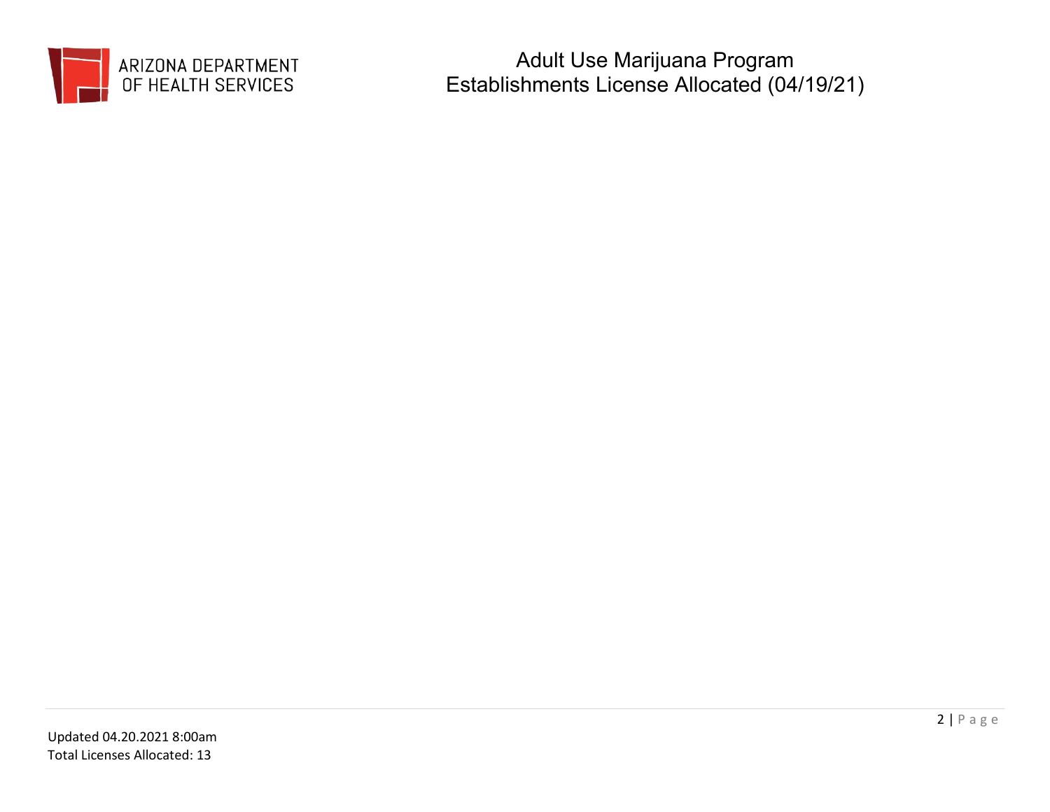ARIZONA DEPARTMENT OF HEALTH SERVICES

# Adult Use Marijuana Program
# Establishments License Allocated (04/19/21)

Updated 04.20.2021 8:00am
Total Licenses Allocated: 13